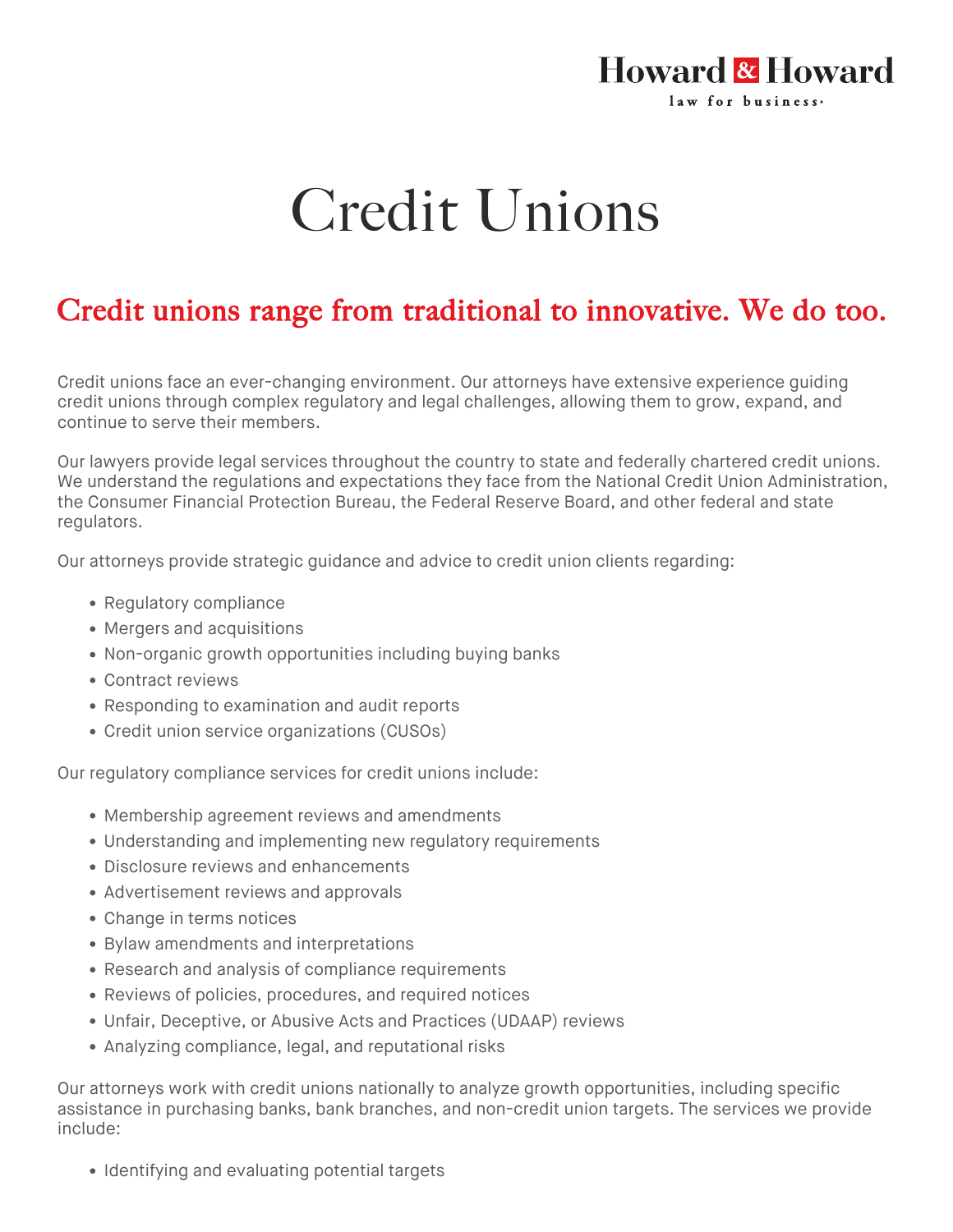# Credit Unions

## Credit unions range from traditional to innovative. We do too.

Credit unions face an ever-changing environment. Our attorneys have extensive experience guiding credit unions through complex regulatory and legal challenges, allowing them to grow, expand, and continue to serve their members.

Our lawyers provide legal services throughout the country to state and federally chartered credit unions. We understand the regulations and expectations they face from the National Credit Union Administration, the Consumer Financial Protection Bureau, the Federal Reserve Board, and other federal and state regulators.

Our attorneys provide strategic guidance and advice to credit union clients regarding:

- Regulatory compliance
- Mergers and acquisitions
- Non-organic growth opportunities including buying banks
- Contract reviews
- Responding to examination and audit reports
- Credit union service organizations (CUSOs)

Our regulatory compliance services for credit unions include:

- Membership agreement reviews and amendments
- Understanding and implementing new regulatory requirements
- Disclosure reviews and enhancements
- Advertisement reviews and approvals
- Change in terms notices
- Bylaw amendments and interpretations
- Research and analysis of compliance requirements
- Reviews of policies, procedures, and required notices
- Unfair, Deceptive, or Abusive Acts and Practices (UDAAP) reviews
- Analyzing compliance, legal, and reputational risks

Our attorneys work with credit unions nationally to analyze growth opportunities, including specific assistance in purchasing banks, bank branches, and non-credit union targets. The services we provide include:

- Identifying and evaluating potential targets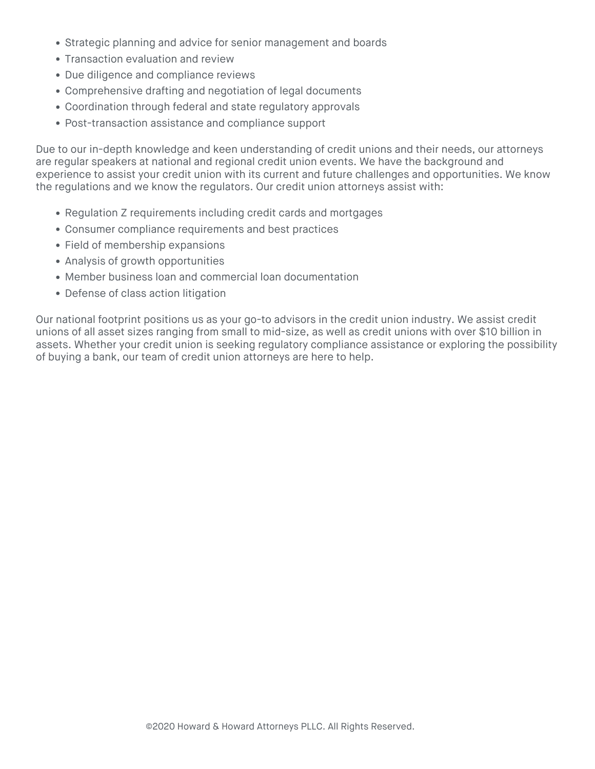- Strategic planning and advice for senior management and boards
- Transaction evaluation and review
- Due diligence and compliance reviews
- Comprehensive drafting and negotiation of legal documents
- Coordination through federal and state regulatory approvals
- Post-transaction assistance and compliance support

Due to our in-depth knowledge and keen understanding of credit unions and their needs, our attorneys are regular speakers at national and regional credit union events. We have the background and experience to assist your credit union with its current and future challenges and opportunities. We know the regulations and we know the regulators. Our credit union attorneys assist with:

- Regulation Z requirements including credit cards and mortgages
- Consumer compliance requirements and best practices
- Field of membership expansions
- Analysis of growth opportunities
- Member business loan and commercial loan documentation
- Defense of class action litigation

Our national footprint positions us as your go-to advisors in the credit union industry. We assist credit unions of all asset sizes ranging from small to mid-size, as well as credit unions with over $10 billion in assets. Whether your credit union is seeking regulatory compliance assistance or exploring the possibility of buying a bank, our team of credit union attorneys are here to help.

©2020 Howard & Howard Attorneys PLLC. All Rights Reserved.